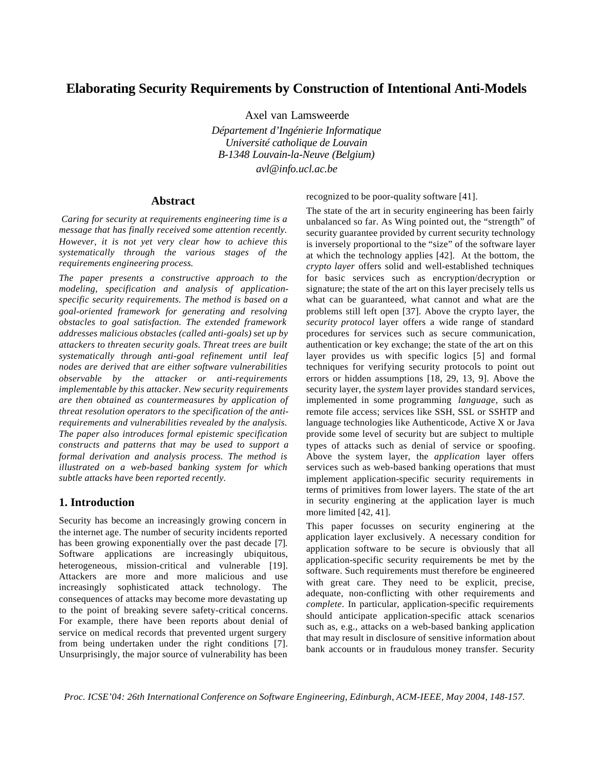# Elaborating Security Requirements by Construction of Intentional Anti-Models

Axel van Lamsweerde

*Département d'Ingénierie Informatique*
*Université catholique de Louvain*
*B-1348 Louvain-la-Neuve (Belgium)*
*avl@info.ucl.ac.be*

## Abstract

*Caring for security at requirements engineering time is a message that has finally received some attention recently. However, it is not yet very clear how to achieve this systematically through the various stages of the requirements engineering process.*

*The paper presents a constructive approach to the modeling, specification and analysis of application-specific security requirements. The method is based on a goal-oriented framework for generating and resolving obstacles to goal satisfaction. The extended framework addresses malicious obstacles (called anti-goals) set up by attackers to threaten security goals. Threat trees are built systematically through anti-goal refinement until leaf nodes are derived that are either software vulnerabilities observable by the attacker or anti-requirements implementable by this attacker. New security requirements are then obtained as countermeasures by application of threat resolution operators to the specification of the anti-requirements and vulnerabilities revealed by the analysis. The paper also introduces formal epistemic specification constructs and patterns that may be used to support a formal derivation and analysis process. The method is illustrated on a web-based banking system for which subtle attacks have been reported recently.*

## 1. Introduction

Security has become an increasingly growing concern in the internet age. The number of security incidents reported has been growing exponentially over the past decade [7]. Software applications are increasingly ubiquitous, heterogeneous, mission-critical and vulnerable [19]. Attackers are more and more malicious and use increasingly sophisticated attack technology. The consequences of attacks may become more devastating up to the point of breaking severe safety-critical concerns. For example, there have been reports about denial of service on medical records that prevented urgent surgery from being undertaken under the right conditions [7]. Unsurprisingly, the major source of vulnerability has been recognized to be poor-quality software [41].

The state of the art in security engineering has been fairly unbalanced so far. As Wing pointed out, the "strength" of security guarantee provided by current security technology is inversely proportional to the "size" of the software layer at which the technology applies [42]. At the bottom, the *crypto layer* offers solid and well-established techniques for basic services such as encryption/decryption or signature; the state of the art on this layer precisely tells us what can be guaranteed, what cannot and what are the problems still left open [37]. Above the crypto layer, the *security protocol* layer offers a wide range of standard procedures for services such as secure communication, authentication or key exchange; the state of the art on this layer provides us with specific logics [5] and formal techniques for verifying security protocols to point out errors or hidden assumptions [18, 29, 13, 9]. Above the security layer, the *system* layer provides standard services, implemented in some programming *language,* such as remote file access; services like SSH, SSL or SSHTP and language technologies like Authenticode, Active X or Java provide some level of security but are subject to multiple types of attacks such as denial of service or spoofing. Above the system layer, the *application* layer offers services such as web-based banking operations that must implement application-specific security requirements in terms of primitives from lower layers. The state of the art in security enginering at the application layer is much more limited [42, 41].

This paper focusses on security enginering at the application layer exclusively. A necessary condition for application software to be secure is obviously that all application-specific security requirements be met by the software. Such requirements must therefore be engineered with great care. They need to be explicit, precise, adequate, non-conflicting with other requirements and *complete*. In particular, application-specific requirements should anticipate application-specific attack scenarios such as, e.g., attacks on a web-based banking application that may result in disclosure of sensitive information about bank accounts or in fraudulous money transfer. Security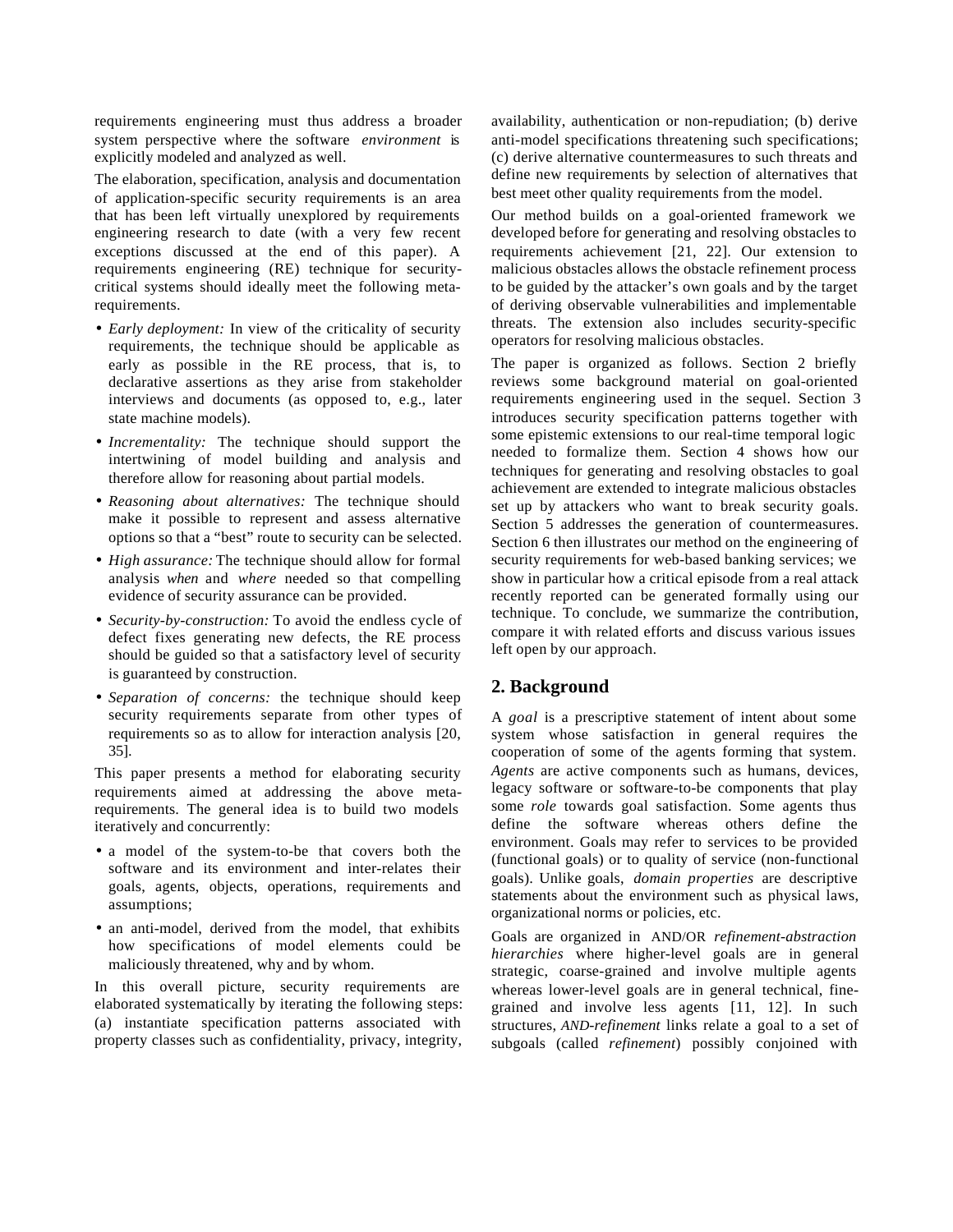requirements engineering must thus address a broader system perspective where the software *environment* is explicitly modeled and analyzed as well.

The elaboration, specification, analysis and documentation of application-specific security requirements is an area that has been left virtually unexplored by requirements engineering research to date (with a very few recent exceptions discussed at the end of this paper). A requirements engineering (RE) technique for security-critical systems should ideally meet the following meta-requirements.

- *Early deployment:* In view of the criticality of security requirements, the technique should be applicable as early as possible in the RE process, that is, to declarative assertions as they arise from stakeholder interviews and documents (as opposed to, e.g., later state machine models).
- *Incrementality:* The technique should support the intertwining of model building and analysis and therefore allow for reasoning about partial models.
- *Reasoning about alternatives:* The technique should make it possible to represent and assess alternative options so that a "best" route to security can be selected.
- *High assurance:* The technique should allow for formal analysis *when* and *where* needed so that compelling evidence of security assurance can be provided.
- *Security-by-construction:* To avoid the endless cycle of defect fixes generating new defects, the RE process should be guided so that a satisfactory level of security is guaranteed by construction.
- *Separation of concerns:* the technique should keep security requirements separate from other types of requirements so as to allow for interaction analysis [20, 35].

This paper presents a method for elaborating security requirements aimed at addressing the above meta-requirements. The general idea is to build two models iteratively and concurrently:

- a model of the system-to-be that covers both the software and its environment and inter-relates their goals, agents, objects, operations, requirements and assumptions;
- an anti-model, derived from the model, that exhibits how specifications of model elements could be maliciously threatened, why and by whom.

In this overall picture, security requirements are elaborated systematically by iterating the following steps: (a) instantiate specification patterns associated with property classes such as confidentiality, privacy, integrity, availability, authentication or non-repudiation; (b) derive anti-model specifications threatening such specifications; (c) derive alternative countermeasures to such threats and define new requirements by selection of alternatives that best meet other quality requirements from the model.

Our method builds on a goal-oriented framework we developed before for generating and resolving obstacles to requirements achievement [21, 22]. Our extension to malicious obstacles allows the obstacle refinement process to be guided by the attacker's own goals and by the target of deriving observable vulnerabilities and implementable threats. The extension also includes security-specific operators for resolving malicious obstacles.

The paper is organized as follows. Section 2 briefly reviews some background material on goal-oriented requirements engineering used in the sequel. Section 3 introduces security specification patterns together with some epistemic extensions to our real-time temporal logic needed to formalize them. Section 4 shows how our techniques for generating and resolving obstacles to goal achievement are extended to integrate malicious obstacles set up by attackers who want to break security goals. Section 5 addresses the generation of countermeasures. Section 6 then illustrates our method on the engineering of security requirements for web-based banking services; we show in particular how a critical episode from a real attack recently reported can be generated formally using our technique. To conclude, we summarize the contribution, compare it with related efforts and discuss various issues left open by our approach.

## 2. Background

A *goal* is a prescriptive statement of intent about some system whose satisfaction in general requires the cooperation of some of the agents forming that system. *Agents* are active components such as humans, devices, legacy software or software-to-be components that play some *role* towards goal satisfaction. Some agents thus define the software whereas others define the environment. Goals may refer to services to be provided (functional goals) or to quality of service (non-functional goals). Unlike goals, *domain properties* are descriptive statements about the environment such as physical laws, organizational norms or policies, etc.

Goals are organized in AND/OR *refinement-abstraction hierarchies* where higher-level goals are in general strategic, coarse-grained and involve multiple agents whereas lower-level goals are in general technical, fine-grained and involve less agents [11, 12]. In such structures, *AND-refinement* links relate a goal to a set of subgoals (called *refinement*) possibly conjoined with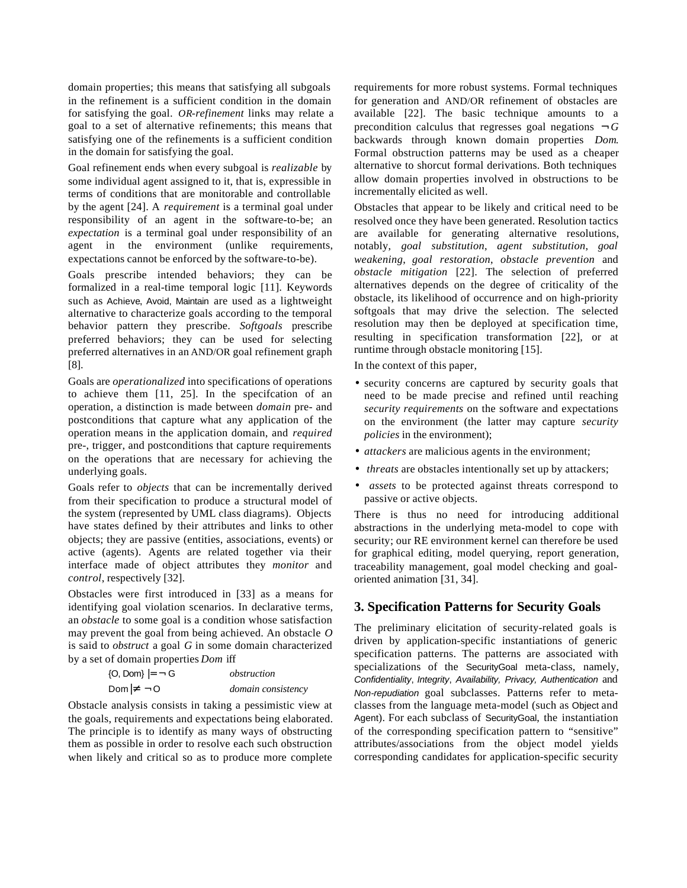domain properties; this means that satisfying all subgoals in the refinement is a sufficient condition in the domain for satisfying the goal. *OR-refinement* links may relate a goal to a set of alternative refinements; this means that satisfying one of the refinements is a sufficient condition in the domain for satisfying the goal.

Goal refinement ends when every subgoal is *realizable* by some individual agent assigned to it, that is, expressible in terms of conditions that are monitorable and controllable by the agent [24]. A *requirement* is a terminal goal under responsibility of an agent in the software-to-be; an *expectation* is a terminal goal under responsibility of an agent in the environment (unlike requirements, expectations cannot be enforced by the software-to-be).

Goals prescribe intended behaviors; they can be formalized in a real-time temporal logic [11]. Keywords such as Achieve, Avoid, Maintain are used as a lightweight alternative to characterize goals according to the temporal behavior pattern they prescribe. *Softgoals* prescribe preferred behaviors; they can be used for selecting preferred alternatives in an AND/OR goal refinement graph [8].

Goals are *operationalized* into specifications of operations to achieve them [11, 25]. In the specifcation of an operation, a distinction is made between *domain* pre- and postconditions that capture what any application of the operation means in the application domain, and *required* pre-, trigger, and postconditions that capture requirements on the operations that are necessary for achieving the underlying goals.

Goals refer to *objects* that can be incrementally derived from their specification to produce a structural model of the system (represented by UML class diagrams). Objects have states defined by their attributes and links to other objects; they are passive (entities, associations, events) or active (agents). Agents are related together via their interface made of object attributes they *monitor* and *control*, respectively [32].

Obstacles were first introduced in [33] as a means for identifying goal violation scenarios. In declarative terms, an *obstacle* to some goal is a condition whose satisfaction may prevent the goal from being achieved. An obstacle *O* is said to *obstruct* a goal *G* in some domain characterized by a set of domain properties *Dom* iff

$\{O, Dom\} \models \neg G$ *obstruction*

$Dom \not\models \neg O$ *domain consistency*

Obstacle analysis consists in taking a pessimistic view at the goals, requirements and expectations being elaborated. The principle is to identify as many ways of obstructing them as possible in order to resolve each such obstruction when likely and critical so as to produce more complete requirements for more robust systems. Formal techniques for generation and AND/OR refinement of obstacles are available [22]. The basic technique amounts to a precondition calculus that regresses goal negations $\neg G$ backwards through known domain properties *Dom*. Formal obstruction patterns may be used as a cheaper alternative to shorcut formal derivations. Both techniques allow domain properties involved in obstructions to be incrementally elicited as well.

Obstacles that appear to be likely and critical need to be resolved once they have been generated. Resolution tactics are available for generating alternative resolutions, notably, *goal substitution*, *agent substitution*, *goal weakening*, *goal restoration*, *obstacle prevention* and *obstacle mitigation* [22]. The selection of preferred alternatives depends on the degree of criticality of the obstacle, its likelihood of occurrence and on high-priority softgoals that may drive the selection. The selected resolution may then be deployed at specification time, resulting in specification transformation [22], or at runtime through obstacle monitoring [15].

In the context of this paper,

- security concerns are captured by security goals that need to be made precise and refined until reaching *security requirements* on the software and expectations on the environment (the latter may capture *security policies* in the environment);
- *attackers* are malicious agents in the environment;
- *threats* are obstacles intentionally set up by attackers;
- *assets* to be protected against threats correspond to passive or active objects.

There is thus no need for introducing additional abstractions in the underlying meta-model to cope with security; our RE environment kernel can therefore be used for graphical editing, model querying, report generation, traceability management, goal model checking and goal-oriented animation [31, 34].

## 3. Specification Patterns for Security Goals

The preliminary elicitation of security-related goals is driven by application-specific instantiations of generic specification patterns. The patterns are associated with specializations of the SecurityGoal meta-class, namely, *Confidentiality*, *Integrity*, *Availability, Privacy, Authentication* and *Non-repudiation* goal subclasses. Patterns refer to meta-classes from the language meta-model (such as Object and Agent). For each subclass of SecurityGoal, the instantiation of the corresponding specification pattern to "sensitive" attributes/associations from the object model yields corresponding candidates for application-specific security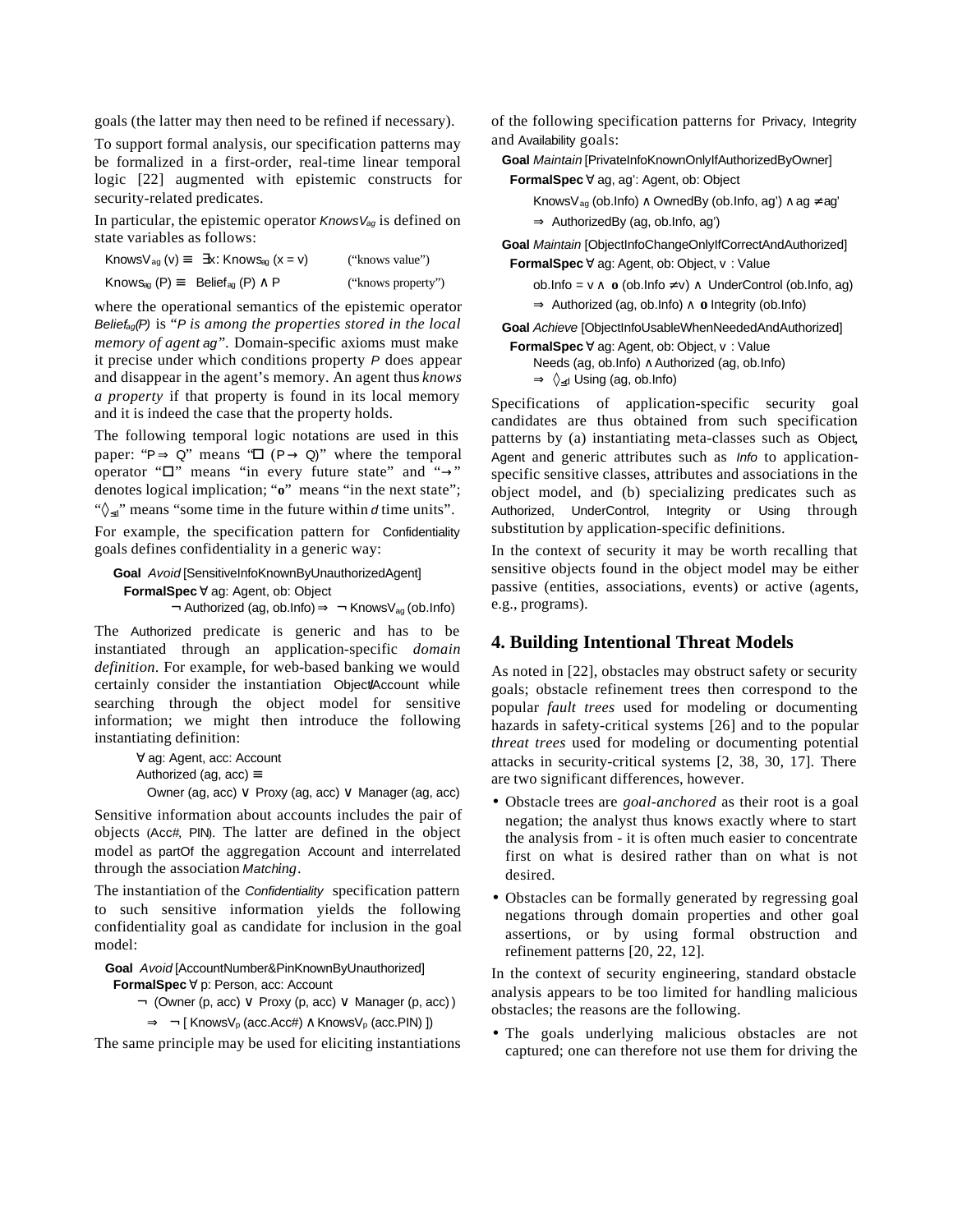goals (the latter may then need to be refined if necessary).

To support formal analysis, our specification patterns may be formalized in a first-order, real-time linear temporal logic [22] augmented with epistemic constructs for security-related predicates.

In particular, the epistemic operator $KnowsV_{ag}$ is defined on state variables as follows:

$KnowsV_{ag}(v) \equiv \exists x: Knows_{ag}(x = v)$ ("knows value")

$Knows_{ag}(P) \equiv Belief_{ag}(P) \wedge P$ ("knows property")

where the operational semantics of the epistemic operator $Belief_{ag}(P)$ is "*P is among the properties stored in the local memory of agent ag*". Domain-specific axioms must make it precise under which conditions property *P* does appear and disappear in the agent's memory. An agent thus *knows a property* if that property is found in its local memory and it is indeed the case that the property holds.

The following temporal logic notations are used in this paper: "$P \Rightarrow Q$" means "$\Box\,(P \rightarrow Q)$" where the temporal operator "$\Box$" means "in every future state" and "$\rightarrow$" denotes logical implication; "$\mathbf{o}$" means "in the next state"; "$\Diamond_{\leq d}$" means "some time in the future within *d* time units".

For example, the specification pattern for Confidentiality goals defines confidentiality in a generic way:

**Goal** *Avoid* [SensitiveInfoKnownByUnauthorizedAgent]
**FormalSpec** $\forall$ ag: Agent, ob: Object
$\neg$ Authorized (ag, ob.Info) $\Rightarrow$ $\neg$ $KnowsV_{ag}$ (ob.Info)

The Authorized predicate is generic and has to be instantiated through an application-specific *domain definition*. For example, for web-based banking we would certainly consider the instantiation Object/Account while searching through the object model for sensitive information; we might then introduce the following instantiating definition:

$\forall$ ag: Agent, acc: Account
Authorized (ag, acc) $\equiv$
Owner (ag, acc) $\vee$ Proxy (ag, acc) $\vee$ Manager (ag, acc)

Sensitive information about accounts includes the pair of objects (Acc#, PIN). The latter are defined in the object model as partOf the aggregation Account and interrelated through the association *Matching*.

The instantiation of the *Confidentiality* specification pattern to such sensitive information yields the following confidentiality goal as candidate for inclusion in the goal model:

**Goal** *Avoid* [AccountNumber&PinKnownByUnauthorized]
**FormalSpec** $\forall$ p: Person, acc: Account
$\neg$ (Owner (p, acc) $\vee$ Proxy (p, acc) $\vee$ Manager (p, acc))
$\Rightarrow$ $\neg$ [ $KnowsV_p$ (acc.Acc#) $\wedge$ $KnowsV_p$ (acc.PIN) ])

The same principle may be used for eliciting instantiations of the following specification patterns for Privacy, Integrity and Availability goals:

**Goal** *Maintain* [PrivateInfoKnownOnlyIfAuthorizedByOwner]
**FormalSpec** $\forall$ ag, ag': Agent, ob: Object
$KnowsV_{ag}$ (ob.Info) $\wedge$ OwnedBy (ob.Info, ag') $\wedge$ ag $\neq$ ag'
$\Rightarrow$ AuthorizedBy (ag, ob.Info, ag')

**Goal** *Maintain* [ObjectInfoChangeOnlyIfCorrectAndAuthorized]
**FormalSpec** $\forall$ ag: Agent, ob: Object, v : Value
ob.Info = v $\wedge$ $\mathbf{o}$ (ob.Info $\neq$ v) $\wedge$ UnderControl (ob.Info, ag)
$\Rightarrow$ Authorized (ag, ob.Info) $\wedge$ $\mathbf{o}$ Integrity (ob.Info)

**Goal** *Achieve* [ObjectInfoUsableWhenNeededAndAuthorized]
**FormalSpec** $\forall$ ag: Agent, ob: Object, v : Value
Needs (ag, ob.Info) $\wedge$ Authorized (ag, ob.Info)
$\Rightarrow$ $\Diamond_{\leq d}$ Using (ag, ob.Info)

Specifications of application-specific security goal candidates are thus obtained from such specification patterns by (a) instantiating meta-classes such as Object, Agent and generic attributes such as *Info* to application-specific sensitive classes, attributes and associations in the object model, and (b) specializing predicates such as Authorized, UnderControl, Integrity or Using through substitution by application-specific definitions.

In the context of security it may be worth recalling that sensitive objects found in the object model may be either passive (entities, associations, events) or active (agents, e.g., programs).

## 4. Building Intentional Threat Models

As noted in [22], obstacles may obstruct safety or security goals; obstacle refinement trees then correspond to the popular *fault trees* used for modeling or documenting hazards in safety-critical systems [26] and to the popular *threat trees* used for modeling or documenting potential attacks in security-critical systems [2, 38, 30, 17]. There are two significant differences, however.

- Obstacle trees are *goal-anchored* as their root is a goal negation; the analyst thus knows exactly where to start the analysis from - it is often much easier to concentrate first on what is desired rather than on what is not desired.
- Obstacles can be formally generated by regressing goal negations through domain properties and other goal assertions, or by using formal obstruction and refinement patterns [20, 22, 12].

In the context of security engineering, standard obstacle analysis appears to be too limited for handling malicious obstacles; the reasons are the following.

- The goals underlying malicious obstacles are not captured; one can therefore not use them for driving the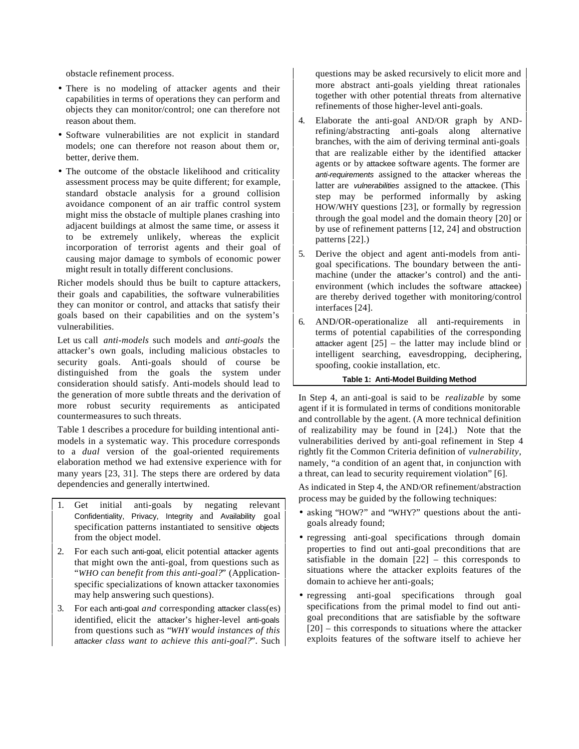obstacle refinement process.

- There is no modeling of attacker agents and their capabilities in terms of operations they can perform and objects they can monitor/control; one can therefore not reason about them.
- Software vulnerabilities are not explicit in standard models; one can therefore not reason about them or, better, derive them.
- The outcome of the obstacle likelihood and criticality assessment process may be quite different; for example, standard obstacle analysis for a ground collision avoidance component of an air traffic control system might miss the obstacle of multiple planes crashing into adjacent buildings at almost the same time, or assess it to be extremely unlikely, whereas the explicit incorporation of terrorist agents and their goal of causing major damage to symbols of economic power might result in totally different conclusions.

Richer models should thus be built to capture attackers, their goals and capabilities, the software vulnerabilities they can monitor or control, and attacks that satisfy their goals based on their capabilities and on the system's vulnerabilities.

Let us call *anti-models* such models and *anti-goals* the attacker's own goals, including malicious obstacles to security goals. Anti-goals should of course be distinguished from the goals the system under consideration should satisfy. Anti-models should lead to the generation of more subtle threats and the derivation of more robust security requirements as anticipated countermeasures to such threats.

Table 1 describes a procedure for building intentional anti-models in a systematic way. This procedure corresponds to a *dual* version of the goal-oriented requirements elaboration method we had extensive experience with for many years [23, 31]. The steps there are ordered by data dependencies and generally intertwined.

1. Get initial anti-goals by negating relevant Confidentiality, Privacy, Integrity and Availability goal specification patterns instantiated to sensitive objects from the object model.
2. For each such anti-goal, elicit potential attacker agents that might own the anti-goal, from questions such as "*WHO can benefit from this anti-goal?*" (Application-specific specializations of known attacker taxonomies may help answering such questions).
3. For each anti-goal *and* corresponding attacker class(es) identified, elicit the attacker's higher-level anti-goals from questions such as "*WHY would instances of this attacker class want to achieve this anti-goal?*". Such questions may be asked recursively to elicit more and more abstract anti-goals yielding threat rationales together with other potential threats from alternative refinements of those higher-level anti-goals.
4. Elaborate the anti-goal AND/OR graph by AND-refining/abstracting anti-goals along alternative branches, with the aim of deriving terminal anti-goals that are realizable either by the identified attacker agents or by attackee software agents. The former are *anti-requirements* assigned to the attacker whereas the latter are *vulnerabilities* assigned to the attackee. (This step may be performed informally by asking HOW/WHY questions [23], or formally by regression through the goal model and the domain theory [20] or by use of refinement patterns [12, 24] and obstruction patterns [22].)
5. Derive the object and agent anti-models from anti-goal specifications. The boundary between the anti-machine (under the attacker's control) and the anti-environment (which includes the software attackee) are thereby derived together with monitoring/control interfaces [24].
6. AND/OR-operationalize all anti-requirements in terms of potential capabilities of the corresponding attacker agent [25] – the latter may include blind or intelligent searching, eavesdropping, deciphering, spoofing, cookie installation, etc.

**Table 1: Anti-Model Building Method**

In Step 4, an anti-goal is said to be *realizable* by some agent if it is formulated in terms of conditions monitorable and controllable by the agent. (A more technical definition of realizability may be found in [24].) Note that the vulnerabilities derived by anti-goal refinement in Step 4 rightly fit the Common Criteria definition of *vulnerability*, namely, "a condition of an agent that, in conjunction with a threat, can lead to security requirement violation" [6].

As indicated in Step 4, the AND/OR refinement/abstraction process may be guided by the following techniques:

- asking "HOW?" and "WHY?" questions about the anti-goals already found;
- regressing anti-goal specifications through domain properties to find out anti-goal preconditions that are satisfiable in the domain [22] – this corresponds to situations where the attacker exploits features of the domain to achieve her anti-goals;
- regressing anti-goal specifications through goal specifications from the primal model to find out anti-goal preconditions that are satisfiable by the software [20] – this corresponds to situations where the attacker exploits features of the software itself to achieve her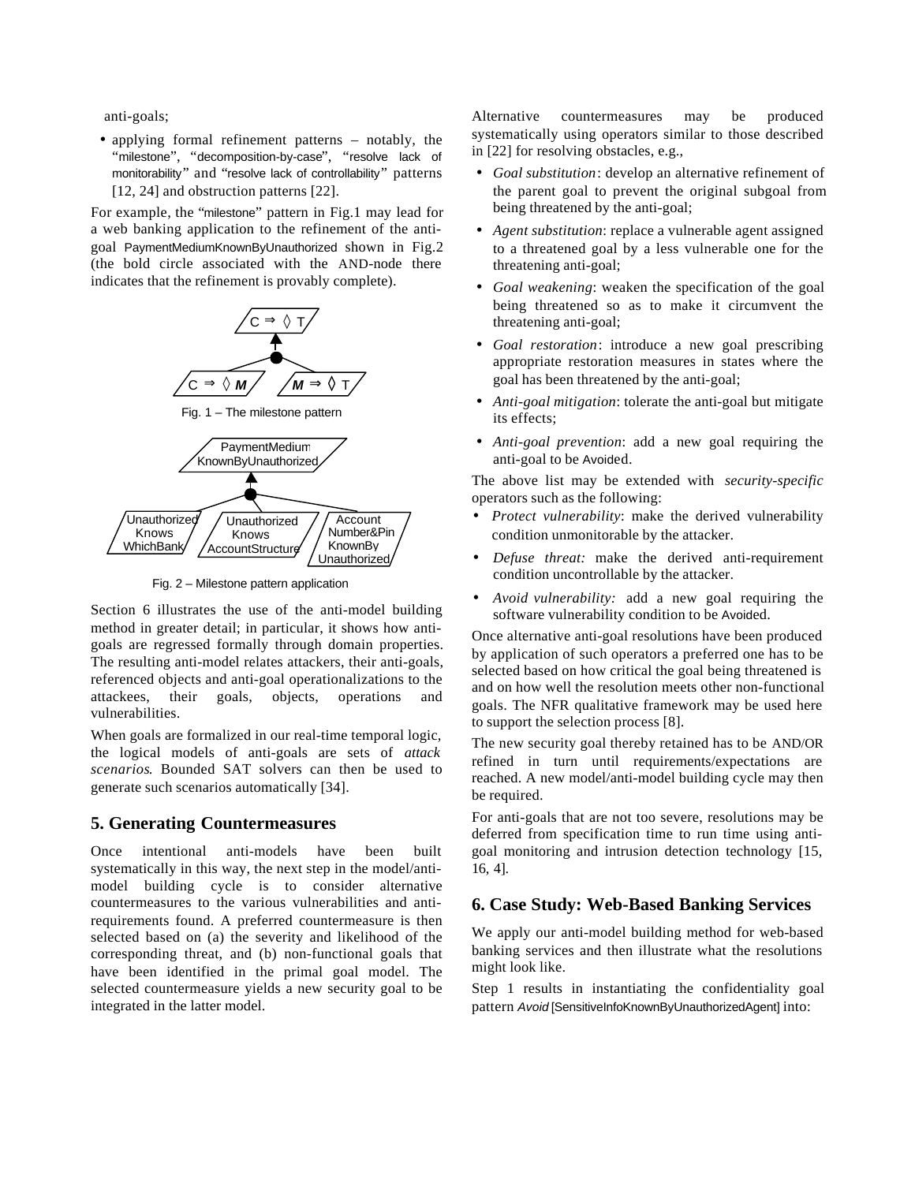anti-goals;

- applying formal refinement patterns – notably, the "milestone", "decomposition-by-case", "resolve lack of monitorability" and "resolve lack of controllability" patterns [12, 24] and obstruction patterns [22].

For example, the "milestone" pattern in Fig.1 may lead for a web banking application to the refinement of the anti-goal PaymentMediumKnownByUnauthorized shown in Fig.2 (the bold circle associated with the AND-node there indicates that the refinement is provably complete).

$C \Rightarrow \Diamond T$

$C \Rightarrow \Diamond \boldsymbol{M}$ $\boldsymbol{M} \Rightarrow \Diamond T$

Fig. 1 – The milestone pattern

PaymentMedium KnownByUnauthorized

UnauthorizedKnows WhichBank | UnauthorizedKnows AccountStructure | Account Number&Pin KnownBy Unauthorized

Fig. 2 – Milestone pattern application

Section 6 illustrates the use of the anti-model building method in greater detail; in particular, it shows how anti-goals are regressed formally through domain properties. The resulting anti-model relates attackers, their anti-goals, referenced objects and anti-goal operationalizations to the attackees, their goals, objects, operations and vulnerabilities.

When goals are formalized in our real-time temporal logic, the logical models of anti-goals are sets of *attack scenarios*. Bounded SAT solvers can then be used to generate such scenarios automatically [34].

## 5. Generating Countermeasures

Once intentional anti-models have been built systematically in this way, the next step in the model/anti-model building cycle is to consider alternative countermeasures to the various vulnerabilities and anti-requirements found. A preferred countermeasure is then selected based on (a) the severity and likelihood of the corresponding threat, and (b) non-functional goals that have been identified in the primal goal model. The selected countermeasure yields a new security goal to be integrated in the latter model.

Alternative countermeasures may be produced systematically using operators similar to those described in [22] for resolving obstacles, e.g.,

- *Goal substitution*: develop an alternative refinement of the parent goal to prevent the original subgoal from being threatened by the anti-goal;
- *Agent substitution*: replace a vulnerable agent assigned to a threatened goal by a less vulnerable one for the threatening anti-goal;
- *Goal weakening*: weaken the specification of the goal being threatened so as to make it circumvent the threatening anti-goal;
- *Goal restoration*: introduce a new goal prescribing appropriate restoration measures in states where the goal has been threatened by the anti-goal;
- *Anti-goal mitigation*: tolerate the anti-goal but mitigate its effects;
- *Anti-goal prevention*: add a new goal requiring the anti-goal to be Avoided.

The above list may be extended with *security-specific* operators such as the following:

- *Protect vulnerability*: make the derived vulnerability condition unmonitorable by the attacker.
- *Defuse threat:* make the derived anti-requirement condition uncontrollable by the attacker.
- *Avoid vulnerability:* add a new goal requiring the software vulnerability condition to be Avoided.

Once alternative anti-goal resolutions have been produced by application of such operators a preferred one has to be selected based on how critical the goal being threatened is and on how well the resolution meets other non-functional goals. The NFR qualitative framework may be used here to support the selection process [8].

The new security goal thereby retained has to be AND/OR refined in turn until requirements/expectations are reached. A new model/anti-model building cycle may then be required.

For anti-goals that are not too severe, resolutions may be deferred from specification time to run time using anti-goal monitoring and intrusion detection technology [15, 16, 4].

## 6. Case Study: Web-Based Banking Services

We apply our anti-model building method for web-based banking services and then illustrate what the resolutions might look like.

Step 1 results in instantiating the confidentiality goal pattern *Avoid* [SensitiveInfoKnownByUnauthorizedAgent] into: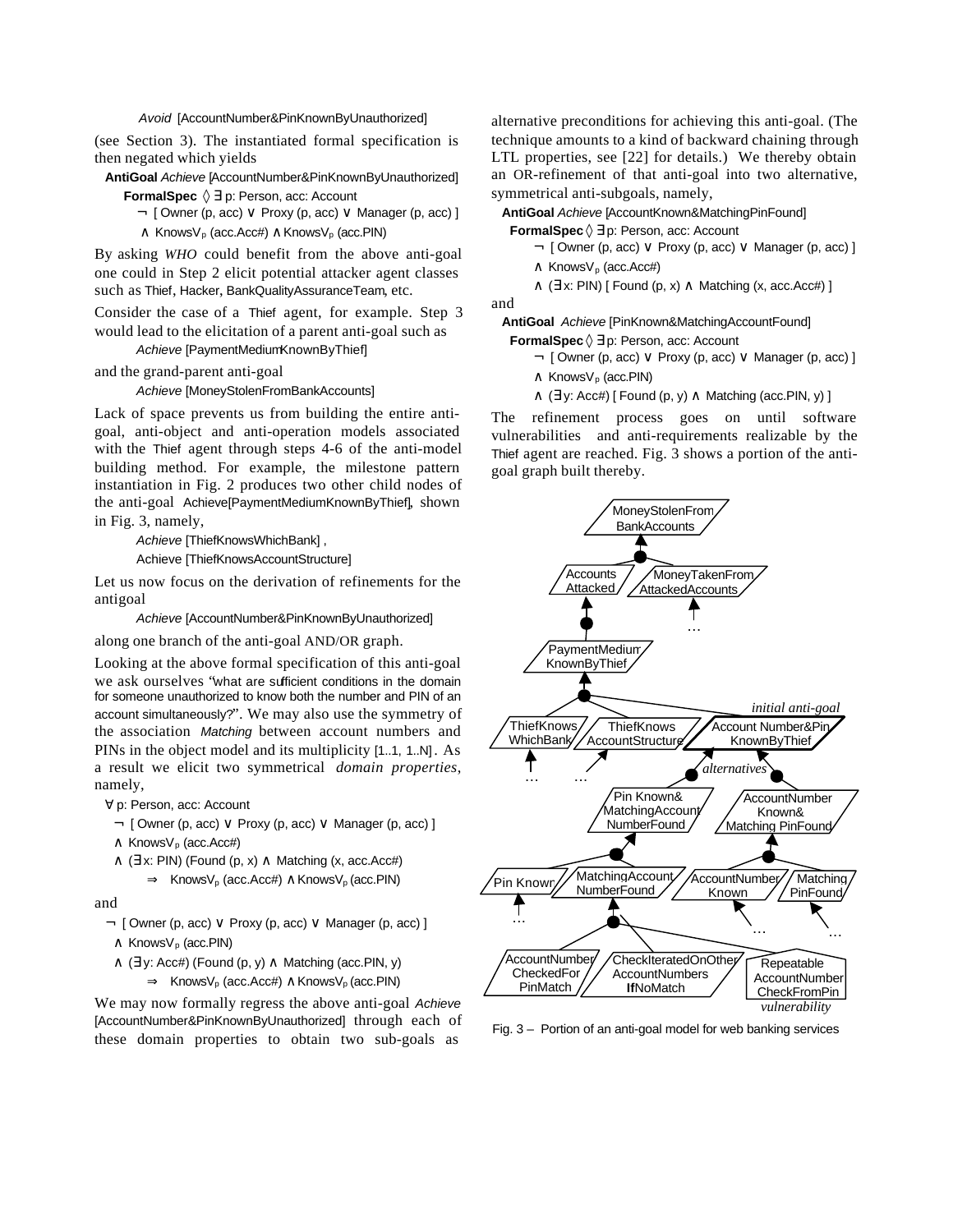*Avoid* [AccountNumber&PinKnownByUnauthorized]

(see Section 3). The instantiated formal specification is then negated which yields

**AntiGoal** *Achieve* [AccountNumber&PinKnownByUnauthorized]
**FormalSpec** ◊ ∃ p: Person, acc: Account
¬ [ Owner (p, acc) ∨ Proxy (p, acc) ∨ Manager (p, acc) ]
∧ $KnowsV_p$ (acc.Acc#) ∧ $KnowsV_p$ (acc.PIN)

By asking *WHO* could benefit from the above anti-goal one could in Step 2 elicit potential attacker agent classes such as Thief, Hacker, BankQualityAssuranceTeam, etc.

Consider the case of a Thief agent, for example. Step 3 would lead to the elicitation of a parent anti-goal such as

*Achieve* [PaymentMediumKnownByThief]

and the grand-parent anti-goal

*Achieve* [MoneyStolenFromBankAccounts]

Lack of space prevents us from building the entire anti-goal, anti-object and anti-operation models associated with the Thief agent through steps 4-6 of the anti-model building method. For example, the milestone pattern instantiation in Fig. 2 produces two other child nodes of the anti-goal Achieve[PaymentMediumKnownByThief], shown in Fig. 3, namely,

*Achieve* [ThiefKnowsWhichBank] ,
Achieve [ThiefKnowsAccountStructure]

Let us now focus on the derivation of refinements for the antigoal

*Achieve* [AccountNumber&PinKnownByUnauthorized]

along one branch of the anti-goal AND/OR graph.

Looking at the above formal specification of this anti-goal we ask ourselves "what are sufficient conditions in the domain for someone unauthorized to know both the number and PIN of an account simultaneously?". We may also use the symmetry of the association *Matching* between account numbers and PINs in the object model and its multiplicity [1..1, 1..N]. As a result we elicit two symmetrical *domain properties*, namely,

∀ p: Person, acc: Account
¬ [ Owner (p, acc) ∨ Proxy (p, acc) ∨ Manager (p, acc) ]
∧ $KnowsV_p$ (acc.Acc#)
∧ (∃x: PIN) (Found (p, x) ∧ Matching (x, acc.Acc#)
⇒ $KnowsV_p$ (acc.Acc#) ∧ $KnowsV_p$ (acc.PIN)

and

¬ [ Owner (p, acc) ∨ Proxy (p, acc) ∨ Manager (p, acc) ]
∧ $KnowsV_p$ (acc.PIN)
∧ (∃y: Acc#) (Found (p, y) ∧ Matching (acc.PIN, y)
⇒ $KnowsV_p$ (acc.Acc#) ∧ $KnowsV_p$ (acc.PIN)

We may now formally regress the above anti-goal *Achieve* [AccountNumber&PinKnownByUnauthorized] through each of these domain properties to obtain two sub-goals as alternative preconditions for achieving this anti-goal. (The technique amounts to a kind of backward chaining through LTL properties, see [22] for details.) We thereby obtain an OR-refinement of that anti-goal into two alternative, symmetrical anti-subgoals, namely,

**AntiGoal** *Achieve* [AccountKnown&MatchingPinFound]
**FormalSpec** ◊ ∃ p: Person, acc: Account
¬ [ Owner (p, acc) ∨ Proxy (p, acc) ∨ Manager (p, acc) ]
∧ $KnowsV_p$ (acc.Acc#)
∧ (∃x: PIN) [ Found (p, x) ∧ Matching (x, acc.Acc#) ]

and

**AntiGoal** *Achieve* [PinKnown&MatchingAccountFound]
**FormalSpec** ◊ ∃ p: Person, acc: Account
¬ [ Owner (p, acc) ∨ Proxy (p, acc) ∨ Manager (p, acc) ]
∧ $KnowsV_p$ (acc.PIN)
∧ (∃y: Acc#) [ Found (p, y) ∧ Matching (acc.PIN, y) ]

The refinement process goes on until software vulnerabilities and anti-requirements realizable by the Thief agent are reached. Fig. 3 shows a portion of the anti-goal graph built thereby.

Fig. 3 – Portion of an anti-goal model for web banking services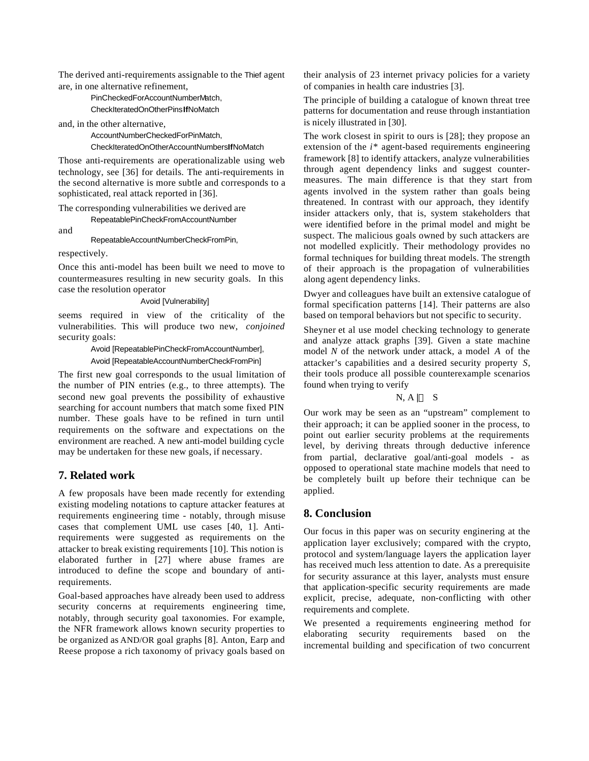The derived anti-requirements assignable to the Thief agent are, in one alternative refinement,

PinCheckedForAccountNumberMatch,
CheckIteratedOnOtherPins**If**NoMatch

and, in the other alternative,

AccountNumberCheckedForPinMatch,
CheckIteratedOnOtherAccountNumbers**If**NoMatch

Those anti-requirements are operationalizable using web technology, see [36] for details. The anti-requirements in the second alternative is more subtle and corresponds to a sophisticated, real attack reported in [36].

The corresponding vulnerabilities we derived are

RepeatablePinCheckFromAccountNumber

and

RepeatableAccountNumberCheckFromPin,

respectively.

Once this anti-model has been built we need to move to countermeasures resulting in new security goals. In this case the resolution operator

Avoid [Vulnerability]

seems required in view of the criticality of the vulnerabilities. This will produce two new, *conjoined* security goals:

Avoid [RepeatablePinCheckFromAccountNumber],
Avoid [RepeatableAccountNumberCheckFromPin]

The first new goal corresponds to the usual limitation of the number of PIN entries (e.g., to three attempts). The second new goal prevents the possibility of exhaustive searching for account numbers that match some fixed PIN number. These goals have to be refined in turn until requirements on the software and expectations on the environment are reached. A new anti-model building cycle may be undertaken for these new goals, if necessary.

## 7. Related work

A few proposals have been made recently for extending existing modeling notations to capture attacker features at requirements engineering time - notably, through misuse cases that complement UML use cases [40, 1]. Anti-requirements were suggested as requirements on the attacker to break existing requirements [10]. This notion is elaborated further in [27] where abuse frames are introduced to define the scope and boundary of anti-requirements.

Goal-based approaches have already been used to address security concerns at requirements engineering time, notably, through security goal taxonomies. For example, the NFR framework allows known security properties to be organized as AND/OR goal graphs [8]. Anton, Earp and Reese propose a rich taxonomy of privacy goals based on their analysis of 23 internet privacy policies for a variety of companies in health care industries [3].

The principle of building a catalogue of known threat tree patterns for documentation and reuse through instantiation is nicely illustrated in [30].

The work closest in spirit to ours is [28]; they propose an extension of the *i\** agent-based requirements engineering framework [8] to identify attackers, analyze vulnerabilities through agent dependency links and suggest counter-measures. The main difference is that they start from agents involved in the system rather than goals being threatened. In contrast with our approach, they identify insider attackers only, that is, system stakeholders that were identified before in the primal model and might be suspect. The malicious goals owned by such attackers are not modelled explicitly. Their methodology provides no formal techniques for building threat models. The strength of their approach is the propagation of vulnerabilities along agent dependency links.

Dwyer and colleagues have built an extensive catalogue of formal specification patterns [14]. Their patterns are also based on temporal behaviors but not specific to security.

Sheyner et al use model checking technology to generate and analyze attack graphs [39]. Given a state machine model *N* of the network under attack, a model *A* of the attacker's capabilities and a desired security property *S*, their tools produce all possible counterexample scenarios found when trying to verify

$$N, A \models S$$

Our work may be seen as an "upstream" complement to their approach; it can be applied sooner in the process, to point out earlier security problems at the requirements level, by deriving threats through deductive inference from partial, declarative goal/anti-goal models - as opposed to operational state machine models that need to be completely built up before their technique can be applied.

## 8. Conclusion

Our focus in this paper was on security enginering at the application layer exclusively; compared with the crypto, protocol and system/language layers the application layer has received much less attention to date. As a prerequisite for security assurance at this layer, analysts must ensure that application-specific security requirements are made explicit, precise, adequate, non-conflicting with other requirements and complete.

We presented a requirements engineering method for elaborating security requirements based on the incremental building and specification of two concurrent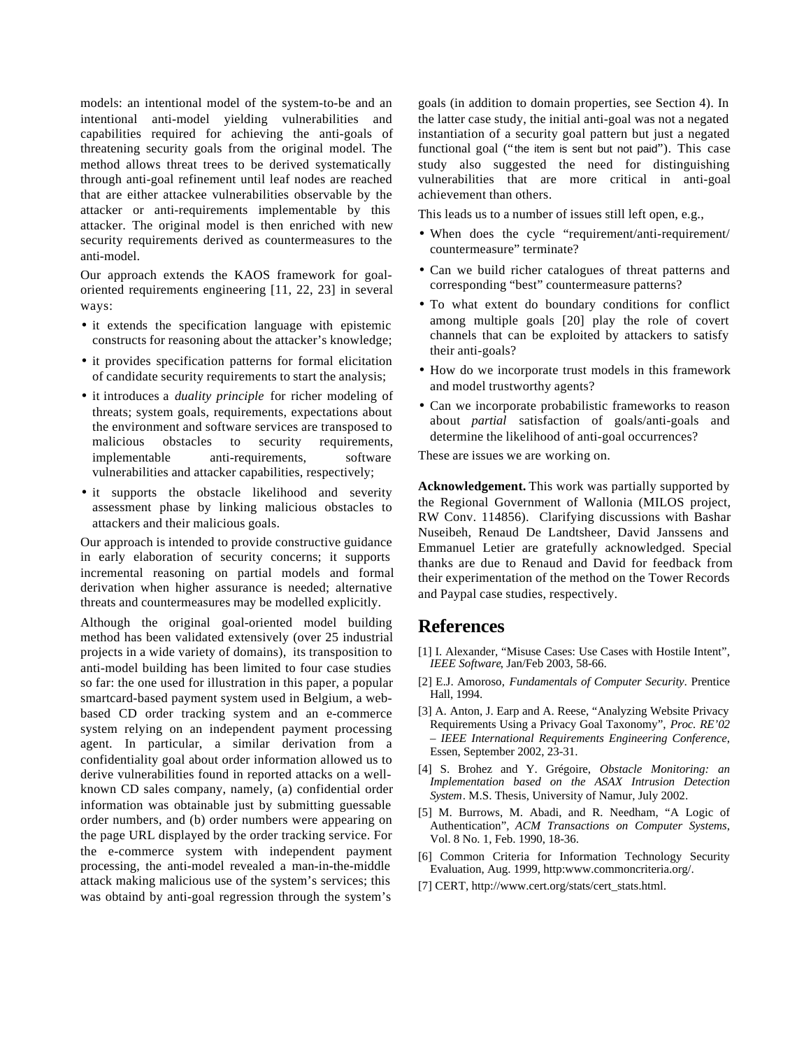models: an intentional model of the system-to-be and an intentional anti-model yielding vulnerabilities and capabilities required for achieving the anti-goals of threatening security goals from the original model. The method allows threat trees to be derived systematically through anti-goal refinement until leaf nodes are reached that are either attackee vulnerabilities observable by the attacker or anti-requirements implementable by this attacker. The original model is then enriched with new security requirements derived as countermeasures to the anti-model.

Our approach extends the KAOS framework for goal-oriented requirements engineering [11, 22, 23] in several ways:

- it extends the specification language with epistemic constructs for reasoning about the attacker's knowledge;
- it provides specification patterns for formal elicitation of candidate security requirements to start the analysis;
- it introduces a *duality principle* for richer modeling of threats; system goals, requirements, expectations about the environment and software services are transposed to malicious obstacles to security requirements, implementable anti-requirements, software vulnerabilities and attacker capabilities, respectively;
- it supports the obstacle likelihood and severity assessment phase by linking malicious obstacles to attackers and their malicious goals.

Our approach is intended to provide constructive guidance in early elaboration of security concerns; it supports incremental reasoning on partial models and formal derivation when higher assurance is needed; alternative threats and countermeasures may be modelled explicitly.

Although the original goal-oriented model building method has been validated extensively (over 25 industrial projects in a wide variety of domains), its transposition to anti-model building has been limited to four case studies so far: the one used for illustration in this paper, a popular smartcard-based payment system used in Belgium, a web-based CD order tracking system and an e-commerce system relying on an independent payment processing agent. In particular, a similar derivation from a confidentiality goal about order information allowed us to derive vulnerabilities found in reported attacks on a well-known CD sales company, namely, (a) confidential order information was obtainable just by submitting guessable order numbers, and (b) order numbers were appearing on the page URL displayed by the order tracking service. For the e-commerce system with independent payment processing, the anti-model revealed a man-in-the-middle attack making malicious use of the system's services; this was obtaind by anti-goal regression through the system's goals (in addition to domain properties, see Section 4). In the latter case study, the initial anti-goal was not a negated instantiation of a security goal pattern but just a negated functional goal ("the item is sent but not paid"). This case study also suggested the need for distinguishing vulnerabilities that are more critical in anti-goal achievement than others.

This leads us to a number of issues still left open, e.g.,

- When does the cycle "requirement/anti-requirement/ countermeasure" terminate?
- Can we build richer catalogues of threat patterns and corresponding "best" countermeasure patterns?
- To what extent do boundary conditions for conflict among multiple goals [20] play the role of covert channels that can be exploited by attackers to satisfy their anti-goals?
- How do we incorporate trust models in this framework and model trustworthy agents?
- Can we incorporate probabilistic frameworks to reason about *partial* satisfaction of goals/anti-goals and determine the likelihood of anti-goal occurrences?

These are issues we are working on.

**Acknowledgement.** This work was partially supported by the Regional Government of Wallonia (MILOS project, RW Conv. 114856). Clarifying discussions with Bashar Nuseibeh, Renaud De Landtsheer, David Janssens and Emmanuel Letier are gratefully acknowledged. Special thanks are due to Renaud and David for feedback from their experimentation of the method on the Tower Records and Paypal case studies, respectively.

# References

[1] I. Alexander, "Misuse Cases: Use Cases with Hostile Intent", *IEEE Software*, Jan/Feb 2003, 58-66.

[2] E.J. Amoroso, *Fundamentals of Computer Security*. Prentice Hall, 1994.

[3] A. Anton, J. Earp and A. Reese, "Analyzing Website Privacy Requirements Using a Privacy Goal Taxonomy", *Proc. RE'02 – IEEE International Requirements Engineering Conference*, Essen, September 2002, 23-31.

[4] S. Brohez and Y. Grégoire, *Obstacle Monitoring: an Implementation based on the ASAX Intrusion Detection System*. M.S. Thesis, University of Namur, July 2002.

[5] M. Burrows, M. Abadi, and R. Needham, "A Logic of Authentication", *ACM Transactions on Computer Systems*, Vol. 8 No. 1, Feb. 1990, 18-36.

[6] Common Criteria for Information Technology Security Evaluation, Aug. 1999, http:www.commoncriteria.org/.

[7] CERT, http://www.cert.org/stats/cert_stats.html.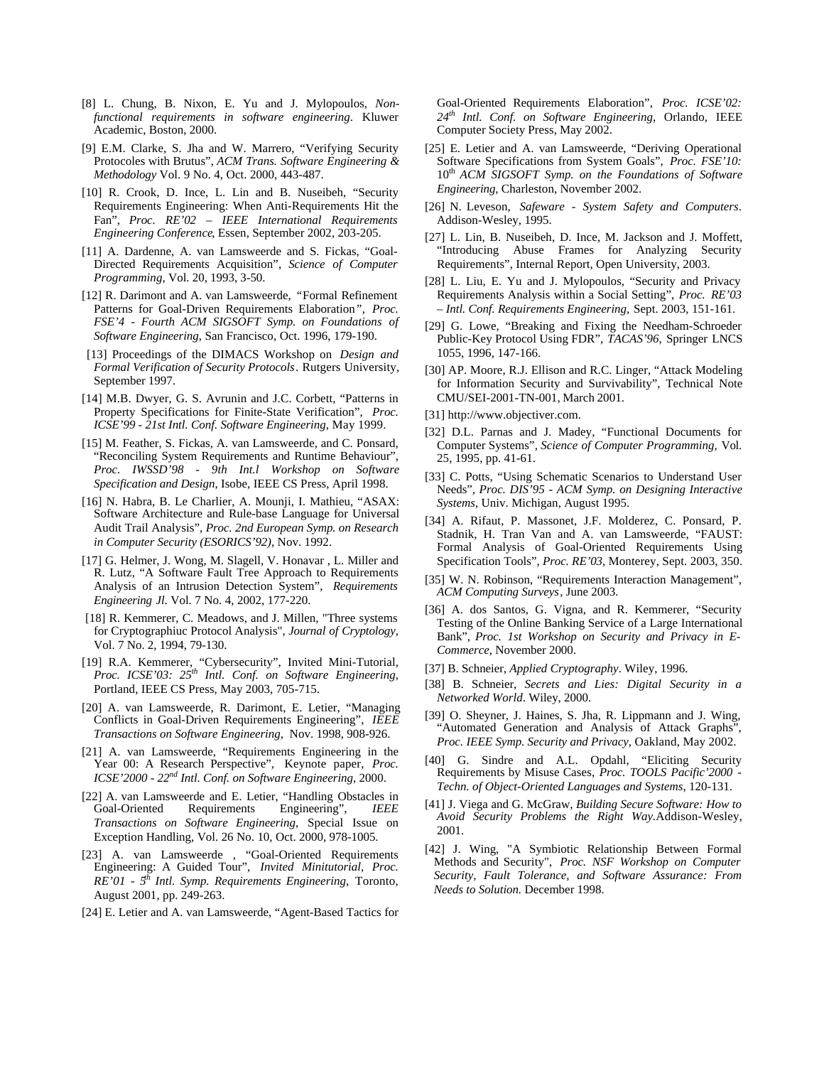[8] L. Chung, B. Nixon, E. Yu and J. Mylopoulos, *Non-functional requirements in software engineering*. Kluwer Academic, Boston, 2000.

[9] E.M. Clarke, S. Jha and W. Marrero, "Verifying Security Protocoles with Brutus", *ACM Trans. Software Engineering & Methodology* Vol. 9 No. 4, Oct. 2000, 443-487.

[10] R. Crook, D. Ince, L. Lin and B. Nuseibeh, "Security Requirements Engineering: When Anti-Requirements Hit the Fan", *Proc. RE'02 – IEEE International Requirements Engineering Conference*, Essen, September 2002, 203-205.

[11] A. Dardenne, A. van Lamsweerde and S. Fickas, "Goal-Directed Requirements Acquisition", *Science of Computer Programming*, Vol. 20, 1993, 3-50.

[12] R. Darimont and A. van Lamsweerde, "Formal Refinement Patterns for Goal-Driven Requirements Elaboration", *Proc. FSE'4 - Fourth ACM SIGSOFT Symp. on Foundations of Software Engineering*, San Francisco, Oct. 1996, 179-190.

[13] Proceedings of the DIMACS Workshop on *Design and Formal Verification of Security Protocols*. Rutgers University, September 1997.

[14] M.B. Dwyer, G. S. Avrunin and J.C. Corbett, "Patterns in Property Specifications for Finite-State Verification", *Proc. ICSE'99 - 21st Intl. Conf. Software Engineering*, May 1999.

[15] M. Feather, S. Fickas, A. van Lamsweerde, and C. Ponsard, "Reconciling System Requirements and Runtime Behaviour", *Proc. IWSSD'98 - 9th Int.l Workshop on Software Specification and Design*, Isobe, IEEE CS Press, April 1998.

[16] N. Habra, B. Le Charlier, A. Mounji, I. Mathieu, "ASAX: Software Architecture and Rule-base Language for Universal Audit Trail Analysis", *Proc. 2nd European Symp. on Research in Computer Security (ESORICS'92)*, Nov. 1992.

[17] G. Helmer, J. Wong, M. Slagell, V. Honavar , L. Miller and R. Lutz, "A Software Fault Tree Approach to Requirements Analysis of an Intrusion Detection System", *Requirements Engineering Jl*. Vol. 7 No. 4, 2002, 177-220.

[18] R. Kemmerer, C. Meadows, and J. Millen, "Three systems for Cryptographiuc Protocol Analysis", *Journal of Cryptology*, Vol. 7 No. 2, 1994, 79-130.

[19] R.A. Kemmerer, "Cybersecurity", Invited Mini-Tutorial, *Proc. ICSE'03: 25th Intl. Conf. on Software Engineering*, Portland, IEEE CS Press, May 2003, 705-715.

[20] A. van Lamsweerde, R. Darimont, E. Letier, "Managing Conflicts in Goal-Driven Requirements Engineering", *IEEE Transactions on Software Engineering*, Nov. 1998, 908-926.

[21] A. van Lamsweerde, "Requirements Engineering in the Year 00: A Research Perspective", Keynote paper, *Proc. ICSE'2000 - 22nd Intl. Conf. on Software Engineering*, 2000.

[22] A. van Lamsweerde and E. Letier, "Handling Obstacles in Goal-Oriented Requirements Engineering", *IEEE Transactions on Software Engineering*, Special Issue on Exception Handling, Vol. 26 No. 10, Oct. 2000, 978-1005.

[23] A. van Lamsweerde , "Goal-Oriented Requirements Engineering: A Guided Tour", *Invited Minitutorial*, *Proc. RE'01 - 5th Intl. Symp. Requirements Engineering*, Toronto, August 2001, pp. 249-263.

[24] E. Letier and A. van Lamsweerde, "Agent-Based Tactics for Goal-Oriented Requirements Elaboration", *Proc. ICSE'02: 24th Intl. Conf. on Software Engineering*, Orlando, IEEE Computer Society Press, May 2002.

[25] E. Letier and A. van Lamsweerde, "Deriving Operational Software Specifications from System Goals", *Proc. FSE'10: 10th ACM SIGSOFT Symp. on the Foundations of Software Engineering*, Charleston, November 2002.

[26] N. Leveson, *Safeware - System Safety and Computers*. Addison-Wesley, 1995.

[27] L. Lin, B. Nuseibeh, D. Ince, M. Jackson and J. Moffett, "Introducing Abuse Frames for Analyzing Security Requirements", Internal Report, Open University, 2003.

[28] L. Liu, E. Yu and J. Mylopoulos, "Security and Privacy Requirements Analysis within a Social Setting", *Proc. RE'03 – Intl. Conf. Requirements Engineering*, Sept. 2003, 151-161.

[29] G. Lowe, "Breaking and Fixing the Needham-Schroeder Public-Key Protocol Using FDR", *TACAS'96*, Springer LNCS 1055, 1996, 147-166.

[30] AP. Moore, R.J. Ellison and R.C. Linger, "Attack Modeling for Information Security and Survivability", Technical Note CMU/SEI-2001-TN-001, March 2001.

[31] http://www.objectiver.com.

[32] D.L. Parnas and J. Madey, "Functional Documents for Computer Systems", *Science of Computer Programming*, Vol. 25, 1995, pp. 41-61.

[33] C. Potts, "Using Schematic Scenarios to Understand User Needs", *Proc. DIS'95 - ACM Symp. on Designing Interactive Systems*, Univ. Michigan, August 1995.

[34] A. Rifaut, P. Massonet, J.F. Molderez, C. Ponsard, P. Stadnik, H. Tran Van and A. van Lamsweerde, "FAUST: Formal Analysis of Goal-Oriented Requirements Using Specification Tools", *Proc. RE'03*, Monterey, Sept. 2003, 350.

[35] W. N. Robinson, "Requirements Interaction Management", *ACM Computing Surveys*, June 2003.

[36] A. dos Santos, G. Vigna, and R. Kemmerer, "Security Testing of the Online Banking Service of a Large International Bank", *Proc. 1st Workshop on Security and Privacy in E-Commerce*, November 2000.

[37] B. Schneier, *Applied Cryptography*. Wiley, 1996.

[38] B. Schneier, *Secrets and Lies: Digital Security in a Networked World*. Wiley, 2000.

[39] O. Sheyner, J. Haines, S. Jha, R. Lippmann and J. Wing, "Automated Generation and Analysis of Attack Graphs", *Proc. IEEE Symp. Security and Privacy*, Oakland, May 2002.

[40] G. Sindre and A.L. Opdahl, "Eliciting Security Requirements by Misuse Cases, *Proc. TOOLS Pacific'2000 - Techn. of Object-Oriented Languages and Systems*, 120-131.

[41] J. Viega and G. McGraw, *Building Secure Software: How to Avoid Security Problems the Right Way*.Addison-Wesley, 2001.

[42] J. Wing, "A Symbiotic Relationship Between Formal Methods and Security", *Proc. NSF Workshop on Computer Security, Fault Tolerance, and Software Assurance: From Needs to Solution.* December 1998.